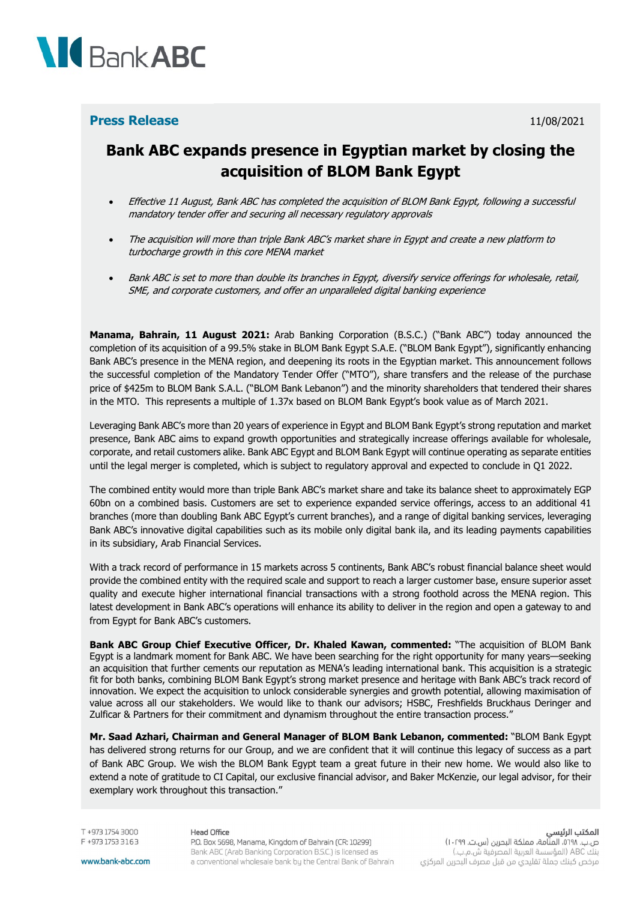**Press Release**

11/08/2021

# Bank ABC expands presence in Egyptian market by closing the acquisition of BLOM Bank Egypt

- *Effective 11 August, Bank ABC has completed the acquisition of BLOM Bank Egypt, following a successful mandatory tender offer and securing all necessary regulatory approvals*
- *The acquisition will more than triple Bank ABC's market share in Egypt and create a new platform to turbocharge growth in this core MENA market*
- *Bank ABC is set to more than double its branches in Egypt, diversify service offerings for wholesale, retail, SME, and corporate customers, and offer an unparalleled digital banking experience*

**Manama, Bahrain, 11 August 2021:** Arab Banking Corporation (B.S.C.) ("Bank ABC") today announced the completion of its acquisition of a 99.5% stake in BLOM Bank Egypt S.A.E. ("BLOM Bank Egypt"), significantly enhancing Bank ABC's presence in the MENA region, and deepening its roots in the Egyptian market. This announcement follows the successful completion of the Mandatory Tender Offer ("MTO"), share transfers and the release of the purchase price of $425m to BLOM Bank S.A.L. ("BLOM Bank Lebanon") and the minority shareholders that tendered their shares in the MTO. This represents a multiple of 1.37x based on BLOM Bank Egypt's book value as of March 2021.

Leveraging Bank ABC's more than 20 years of experience in Egypt and BLOM Bank Egypt's strong reputation and market presence, Bank ABC aims to expand growth opportunities and strategically increase offerings available for wholesale, corporate, and retail customers alike. Bank ABC Egypt and BLOM Bank Egypt will continue operating as separate entities until the legal merger is completed, which is subject to regulatory approval and expected to conclude in Q1 2022.

The combined entity would more than triple Bank ABC's market share and take its balance sheet to approximately EGP 60bn on a combined basis. Customers are set to experience expanded service offerings, access to an additional 41 branches (more than doubling Bank ABC Egypt's current branches), and a range of digital banking services, leveraging Bank ABC's innovative digital capabilities such as its mobile only digital bank ila, and its leading payments capabilities in its subsidiary, Arab Financial Services.

With a track record of performance in 15 markets across 5 continents, Bank ABC's robust financial balance sheet would provide the combined entity with the required scale and support to reach a larger customer base, ensure superior asset quality and execute higher international financial transactions with a strong foothold across the MENA region. This latest development in Bank ABC's operations will enhance its ability to deliver in the region and open a gateway to and from Egypt for Bank ABC's customers.

**Bank ABC Group Chief Executive Officer, Dr. Khaled Kawan, commented:** "The acquisition of BLOM Bank Egypt is a landmark moment for Bank ABC. We have been searching for the right opportunity for many years—seeking an acquisition that further cements our reputation as MENA's leading international bank. This acquisition is a strategic fit for both banks, combining BLOM Bank Egypt's strong market presence and heritage with Bank ABC's track record of innovation. We expect the acquisition to unlock considerable synergies and growth potential, allowing maximisation of value across all our stakeholders. We would like to thank our advisors; HSBC, Freshfields Bruckhaus Deringer and Zulficar & Partners for their commitment and dynamism throughout the entire transaction process."

**Mr. Saad Azhari, Chairman and General Manager of BLOM Bank Lebanon, commented:** "BLOM Bank Egypt has delivered strong returns for our Group, and we are confident that it will continue this legacy of success as a part of Bank ABC Group. We wish the BLOM Bank Egypt team a great future in their new home. We would also like to extend a note of gratitude to CI Capital, our exclusive financial advisor, and Baker McKenzie, our legal advisor, for their exemplary work throughout this transaction."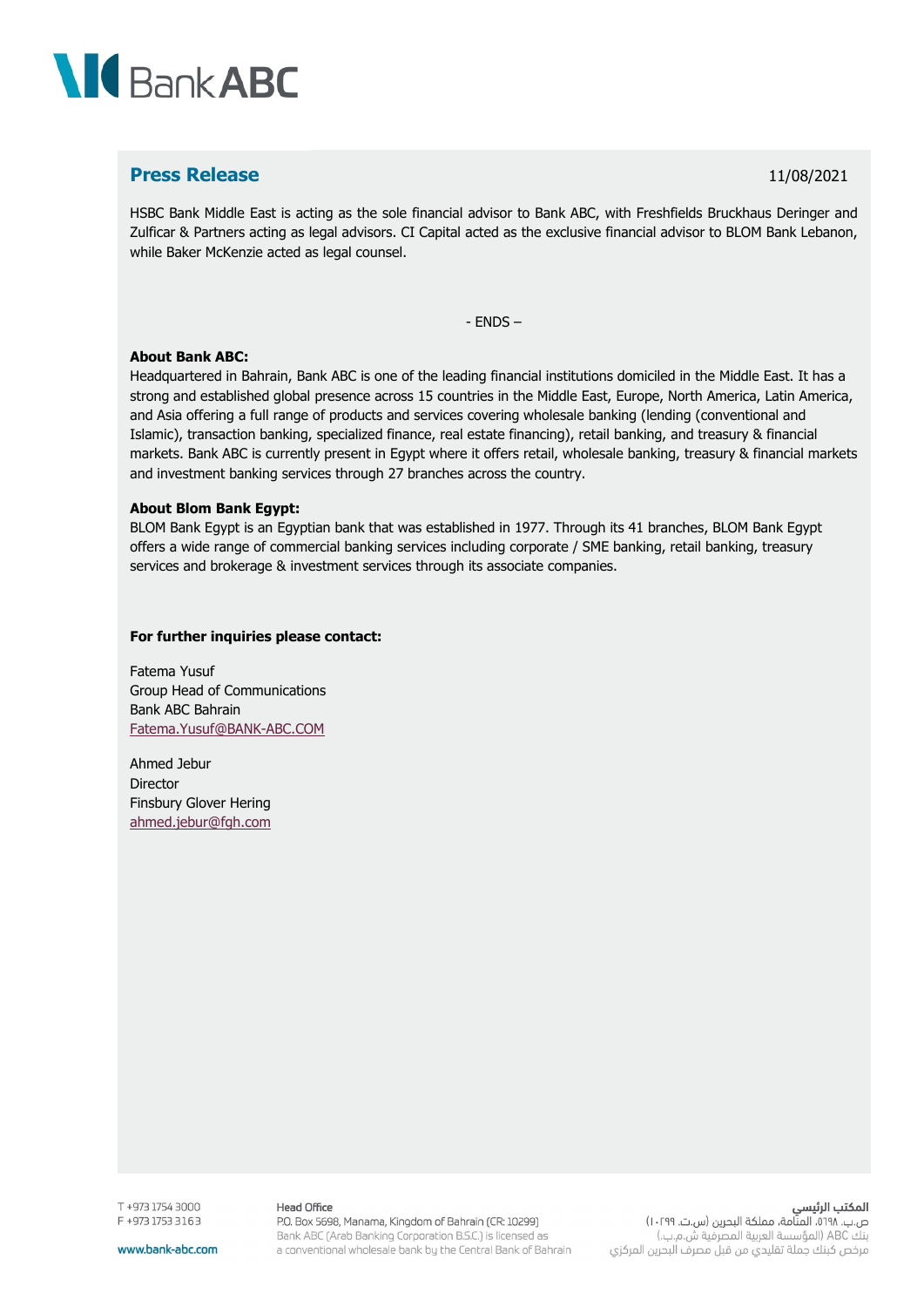## Press Release

11/08/2021

HSBC Bank Middle East is acting as the sole financial advisor to Bank ABC, with Freshfields Bruckhaus Deringer and Zulficar & Partners acting as legal advisors. CI Capital acted as the exclusive financial advisor to BLOM Bank Lebanon, while Baker McKenzie acted as legal counsel.

- ENDS –

**About Bank ABC:**
Headquartered in Bahrain, Bank ABC is one of the leading financial institutions domiciled in the Middle East. It has a strong and established global presence across 15 countries in the Middle East, Europe, North America, Latin America, and Asia offering a full range of products and services covering wholesale banking (lending (conventional and Islamic), transaction banking, specialized finance, real estate financing), retail banking, and treasury & financial markets. Bank ABC is currently present in Egypt where it offers retail, wholesale banking, treasury & financial markets and investment banking services through 27 branches across the country.

**About Blom Bank Egypt:**
BLOM Bank Egypt is an Egyptian bank that was established in 1977. Through its 41 branches, BLOM Bank Egypt offers a wide range of commercial banking services including corporate / SME banking, retail banking, treasury services and brokerage & investment services through its associate companies.

**For further inquiries please contact:**

Fatema Yusuf
Group Head of Communications
Bank ABC Bahrain
Fatema.Yusuf@BANK-ABC.COM

Ahmed Jebur
Director
Finsbury Glover Hering
ahmed.jebur@fgh.com